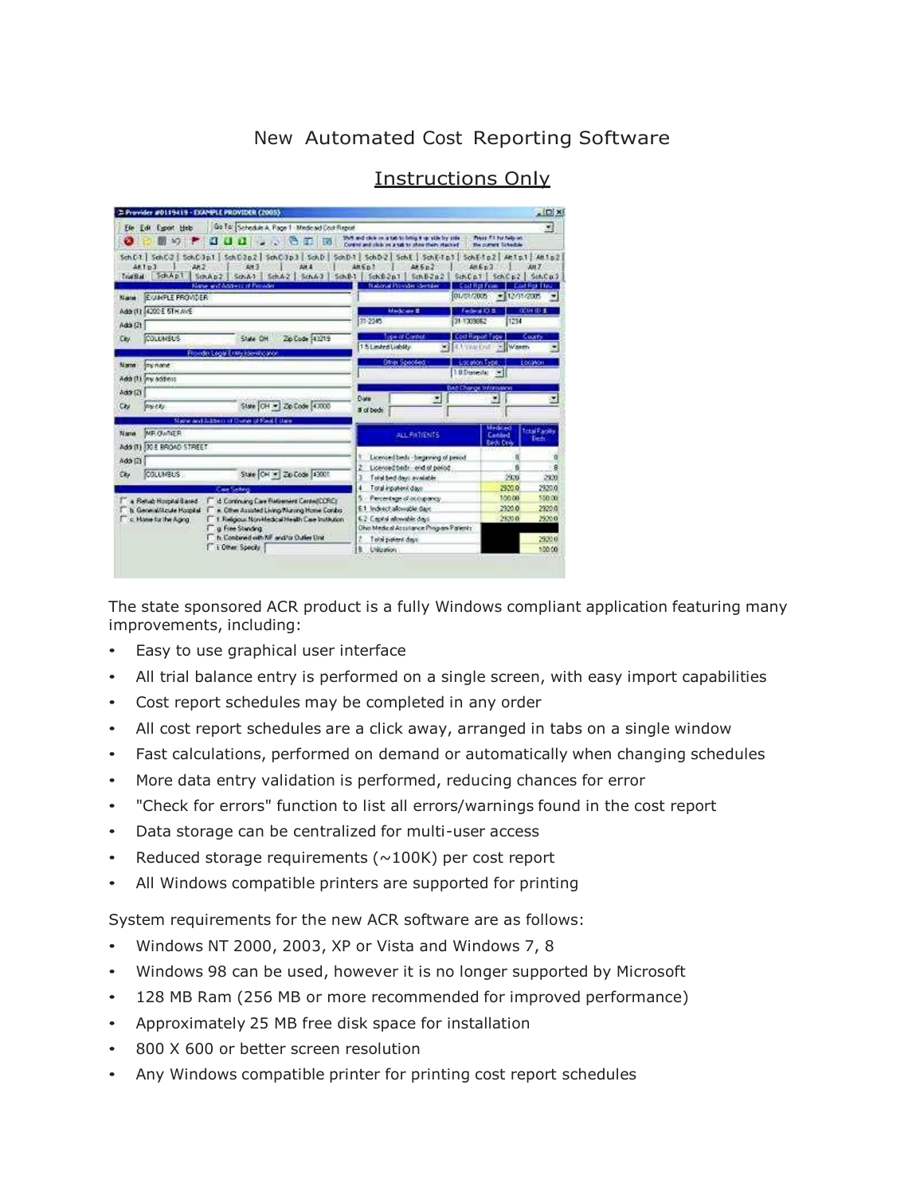# New Automated Cost Reporting Software

## Instructions Only

The state sponsored ACR product is a fully Windows compliant application featuring many improvements, including:

- Easy to use graphical user interface
- All trial balance entry is performed on a single screen, with easy import capabilities
- Cost report schedules may be completed in any order
- All cost report schedules are a click away, arranged in tabs on a single window
- Fast calculations, performed on demand or automatically when changing schedules
- More data entry validation is performed, reducing chances for error
- "Check for errors" function to list all errors/warnings found in the cost report
- Data storage can be centralized for multi-user access
- Reduced storage requirements (~100K) per cost report
- All Windows compatible printers are supported for printing

System requirements for the new ACR software are as follows:

- Windows NT 2000, 2003, XP or Vista and Windows 7, 8
- Windows 98 can be used, however it is no longer supported by Microsoft
- 128 MB Ram (256 MB or more recommended for improved performance)
- Approximately 25 MB free disk space for installation
- 800 X 600 or better screen resolution
- Any Windows compatible printer for printing cost report schedules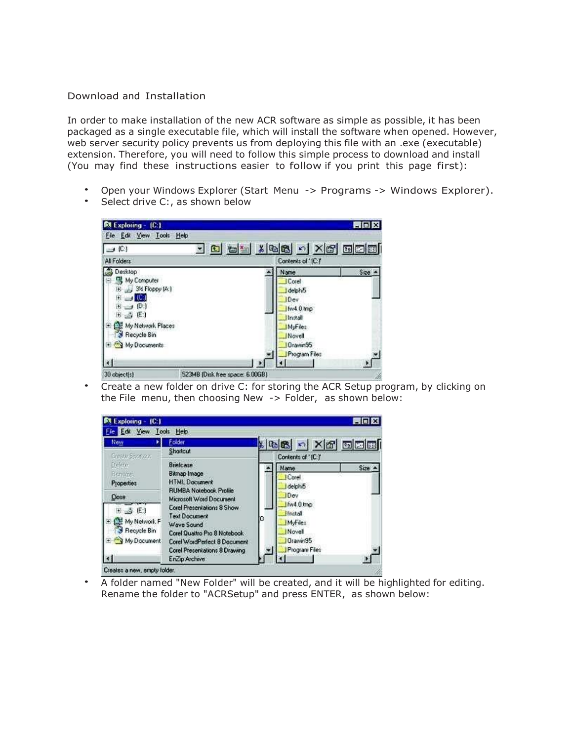Download and Installation

In order to make installation of the new ACR software as simple as possible, it has been packaged as a single executable file, which will install the software when opened. However, web server security policy prevents us from deploying this file with an .exe (executable) extension. Therefore, you will need to follow this simple process to download and install (You may find these instructions easier to follow if you print this page first):

- Open your Windows Explorer (Start Menu -> Programs -> Windows Explorer).
- Select drive C:, as shown below
- Create a new folder on drive C: for storing the ACR Setup program, by clicking on the File menu, then choosing New -> Folder, as shown below:
- A folder named "New Folder" will be created, and it will be highlighted for editing. Rename the folder to "ACRSetup" and press ENTER, as shown below: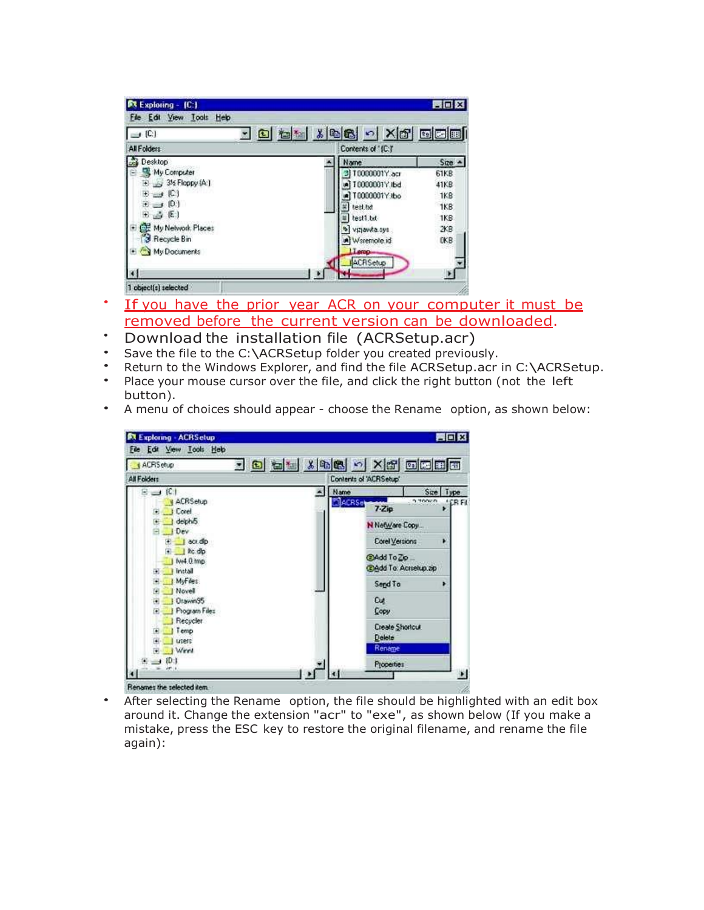- <u>If you have the prior year ACR on your computer it must be removed before the current version can be downloaded.</u>
- Download the installation file (ACRSetup.acr)
- Save the file to the C:\ACRSetup folder you created previously.
- Return to the Windows Explorer, and find the file ACRSetup.acr in C:\ACRSetup.
- Place your mouse cursor over the file, and click the right button (not the left button).
- A menu of choices should appear - choose the Rename option, as shown below:

- After selecting the Rename option, the file should be highlighted with an edit box around it. Change the extension "acr" to "exe", as shown below (If you make a mistake, press the ESC key to restore the original filename, and rename the file again):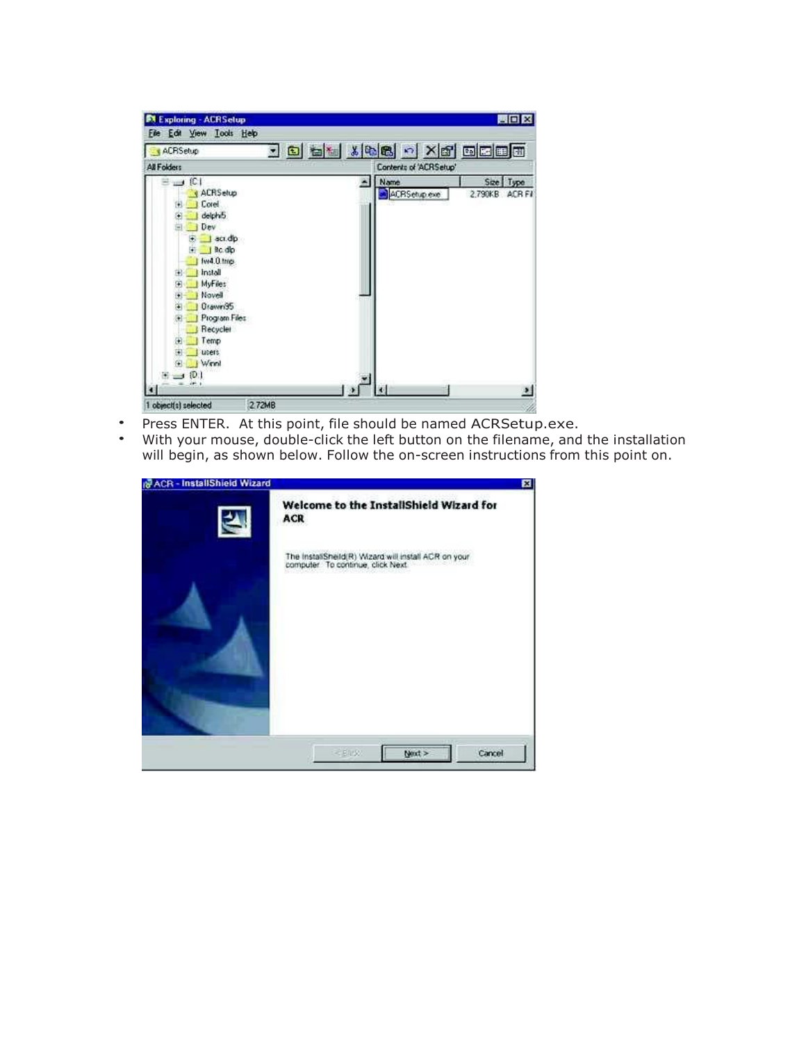- Press ENTER.  At this point, file should be named ACRSetup.exe.
- With your mouse, double-click the left button on the filename, and the installation will begin, as shown below. Follow the on-screen instructions from this point on.